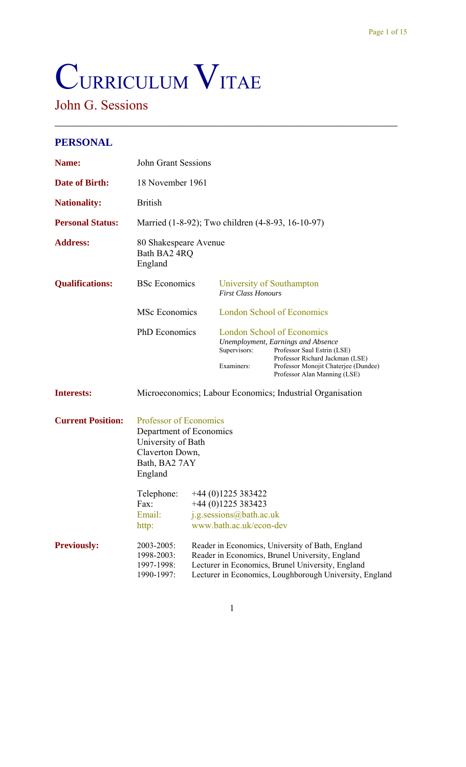# Curriculum Vitae

## John G. Sessions

---

### PERSONAL

**Name:** John Grant Sessions

**Date of Birth:** 18 November 1961

**Nationality:** British

**Personal Status:** Married (1-8-92); Two children (4-8-93, 16-10-97)

**Address:**
80 Shakespeare Avenue
Bath BA2 4RQ
England

**Qualifications:**

| | |
|---|---|
| BSc Economics | University of Southampton<br>*First Class Honours* |
| MSc Economics | London School of Economics |
| PhD Economics | London School of Economics<br>*Unemployment, Earnings and Absence*<br>Supervisors: Professor Saul Estrin (LSE); Professor Richard Jackman (LSE)<br>Examiners: Professor Monojit Chaterjee (Dundee); Professor Alan Manning (LSE) |

**Interests:** Microeconomics; Labour Economics; Industrial Organisation

**Current Position:**
Professor of Economics
Department of Economics
University of Bath
Claverton Down,
Bath, BA2 7AY
England

Telephone: +44 (0)1225 383422
Fax: +44 (0)1225 383423
Email: j.g.sessions@bath.ac.uk
http: www.bath.ac.uk/econ-dev

**Previously:**

| | |
|---|---|
| 2003-2005: | Reader in Economics, University of Bath, England |
| 1998-2003: | Reader in Economics, Brunel University, England |
| 1997-1998: | Lecturer in Economics, Brunel University, England |
| 1990-1997: | Lecturer in Economics, Loughborough University, England |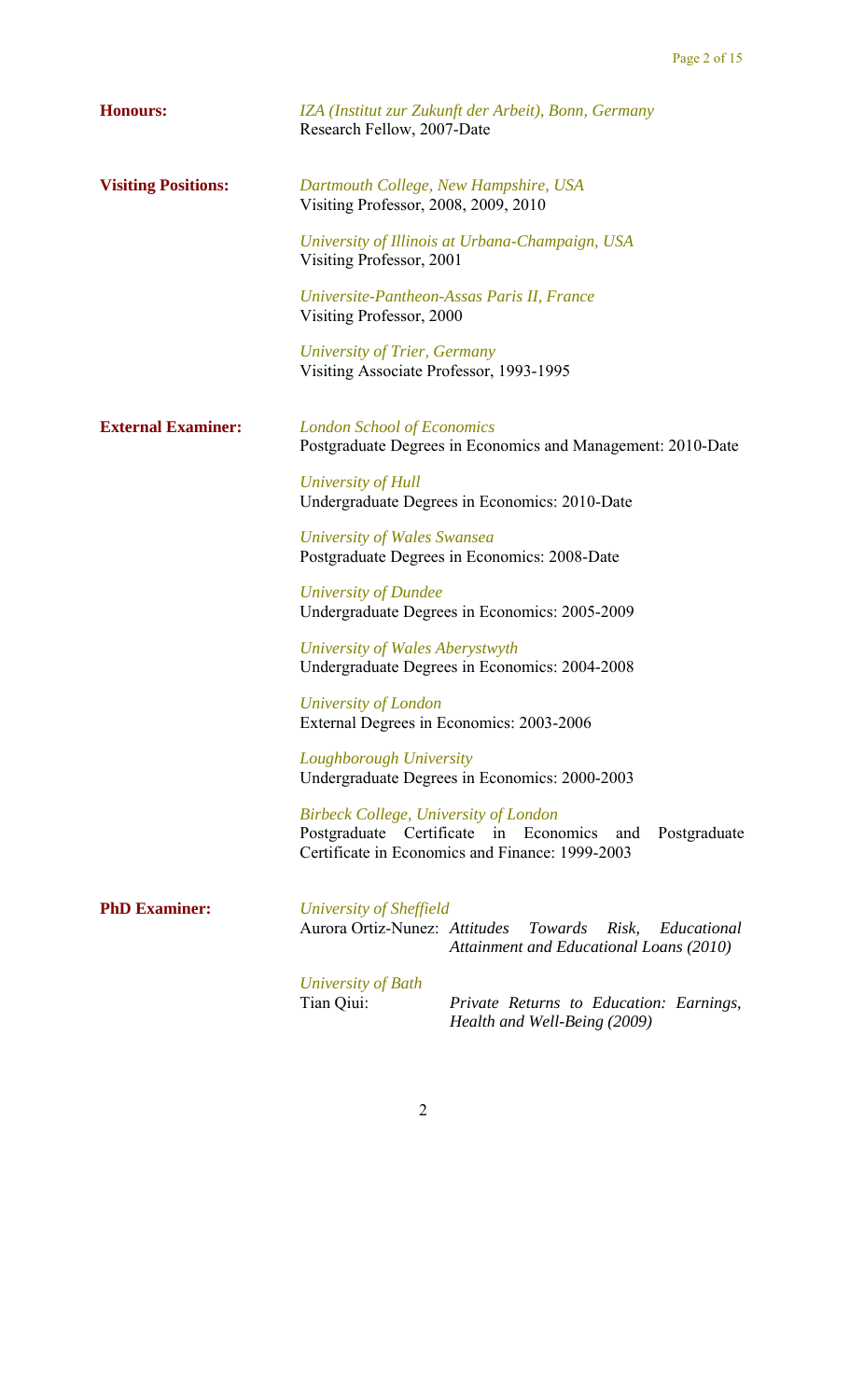**Honours:**

*IZA (Institut zur Zukunft der Arbeit), Bonn, Germany*
Research Fellow, 2007-Date

**Visiting Positions:**

*Dartmouth College, New Hampshire, USA*
Visiting Professor, 2008, 2009, 2010

*University of Illinois at Urbana-Champaign, USA*
Visiting Professor, 2001

*Universite-Pantheon-Assas Paris II, France*
Visiting Professor, 2000

*University of Trier, Germany*
Visiting Associate Professor, 1993-1995

**External Examiner:**

*London School of Economics*
Postgraduate Degrees in Economics and Management: 2010-Date

*University of Hull*
Undergraduate Degrees in Economics: 2010-Date

*University of Wales Swansea*
Postgraduate Degrees in Economics: 2008-Date

*University of Dundee*
Undergraduate Degrees in Economics: 2005-2009

*University of Wales Aberystwyth*
Undergraduate Degrees in Economics: 2004-2008

*University of London*
External Degrees in Economics: 2003-2006

*Loughborough University*
Undergraduate Degrees in Economics: 2000-2003

*Birbeck College, University of London*
Postgraduate Certificate in Economics and Postgraduate Certificate in Economics and Finance: 1999-2003

**PhD Examiner:**

*University of Sheffield*
Aurora Ortiz-Nunez: *Attitudes Towards Risk, Educational Attainment and Educational Loans (2010)*

*University of Bath*
Tian Qiui: *Private Returns to Education: Earnings, Health and Well-Being (2009)*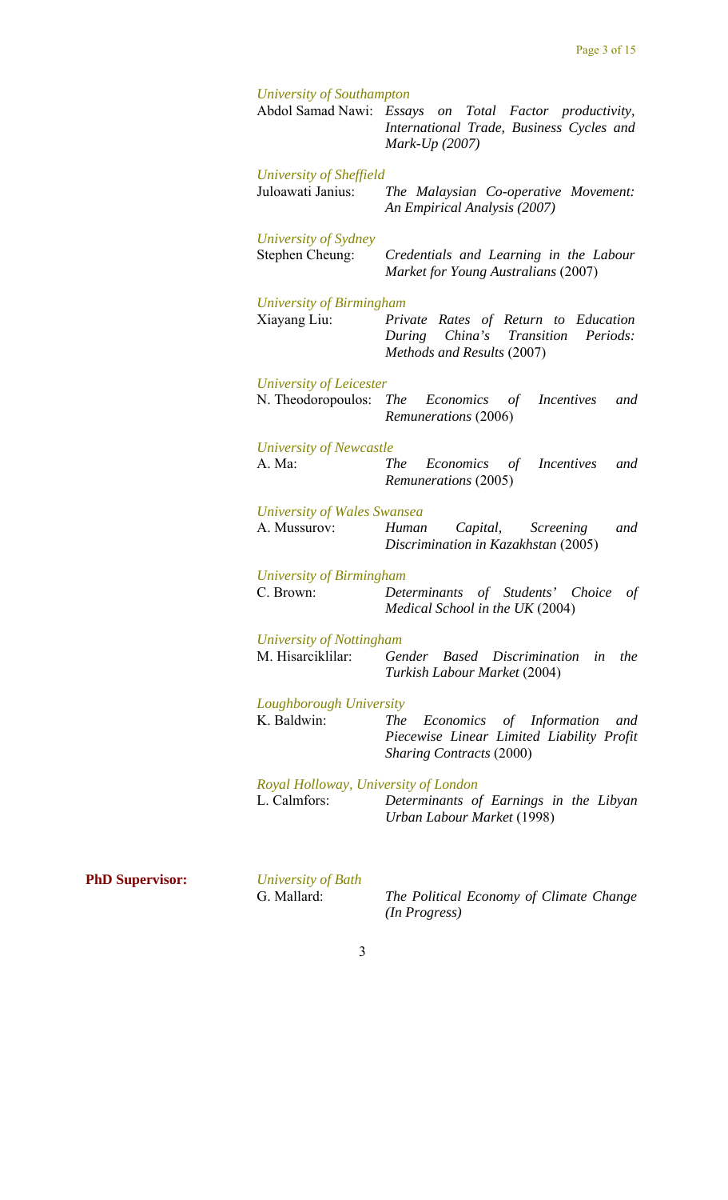*University of Southampton*

Abdol Samad Nawi: *Essays on Total Factor productivity, International Trade, Business Cycles and Mark-Up (2007)*

*University of Sheffield*

Juloawati Janius: *The Malaysian Co-operative Movement: An Empirical Analysis (2007)*

*University of Sydney*

Stephen Cheung: *Credentials and Learning in the Labour Market for Young Australians* (2007)

*University of Birmingham*

Xiayang Liu: *Private Rates of Return to Education During China's Transition Periods: Methods and Results* (2007)

*University of Leicester*

N. Theodoropoulos: *The Economics of Incentives and Remunerations* (2006)

*University of Newcastle*

A. Ma: *The Economics of Incentives and Remunerations* (2005)

*University of Wales Swansea*

A. Mussurov: *Human Capital, Screening and Discrimination in Kazakhstan* (2005)

*University of Birmingham*

C. Brown: *Determinants of Students' Choice of Medical School in the UK* (2004)

*University of Nottingham*

M. Hisarciklilar: *Gender Based Discrimination in the Turkish Labour Market* (2004)

*Loughborough University*

K. Baldwin: *The Economics of Information and Piecewise Linear Limited Liability Profit Sharing Contracts* (2000)

*Royal Holloway, University of London*

L. Calmfors: *Determinants of Earnings in the Libyan Urban Labour Market* (1998)

**PhD Supervisor:**

*University of Bath*

G. Mallard: *The Political Economy of Climate Change (In Progress)*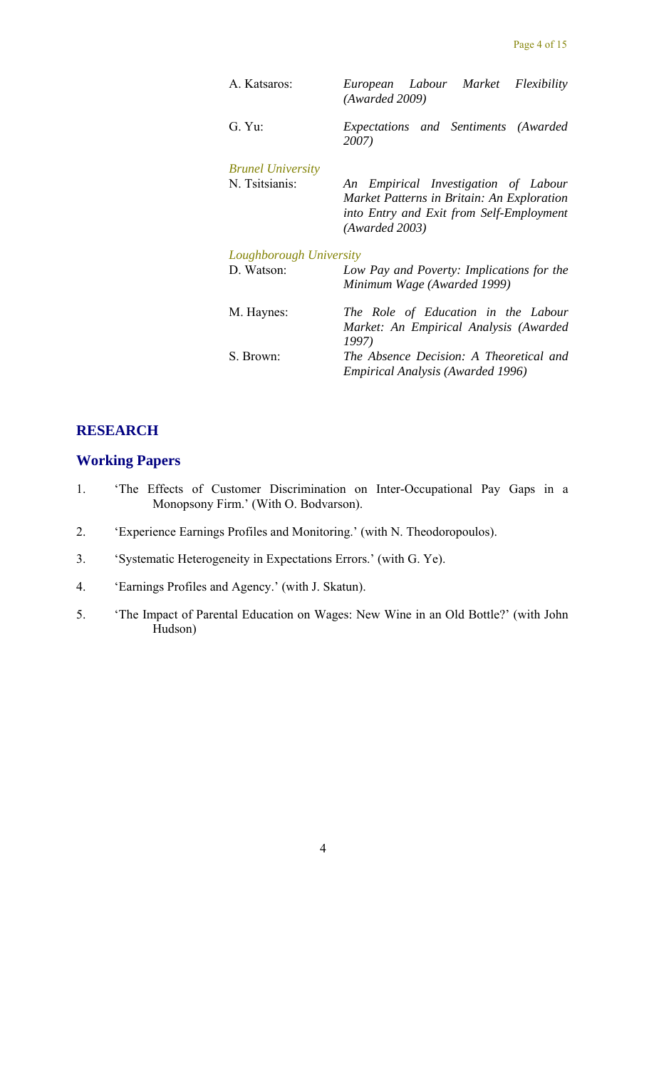A. Katsaros: *European Labour Market Flexibility (Awarded 2009)*

G. Yu: *Expectations and Sentiments (Awarded 2007)*

*Brunel University*

N. Tsitsianis: *An Empirical Investigation of Labour Market Patterns in Britain: An Exploration into Entry and Exit from Self-Employment (Awarded 2003)*

*Loughborough University*

D. Watson: *Low Pay and Poverty: Implications for the Minimum Wage (Awarded 1999)*

M. Haynes: *The Role of Education in the Labour Market: An Empirical Analysis (Awarded 1997)*

S. Brown: *The Absence Decision: A Theoretical and Empirical Analysis (Awarded 1996)*

## RESEARCH

### Working Papers

1. 'The Effects of Customer Discrimination on Inter-Occupational Pay Gaps in a Monopsony Firm.' (With O. Bodvarson).

2. 'Experience Earnings Profiles and Monitoring.' (with N. Theodoropoulos).

3. 'Systematic Heterogeneity in Expectations Errors.' (with G. Ye).

4. 'Earnings Profiles and Agency.' (with J. Skatun).

5. 'The Impact of Parental Education on Wages: New Wine in an Old Bottle?' (with John Hudson)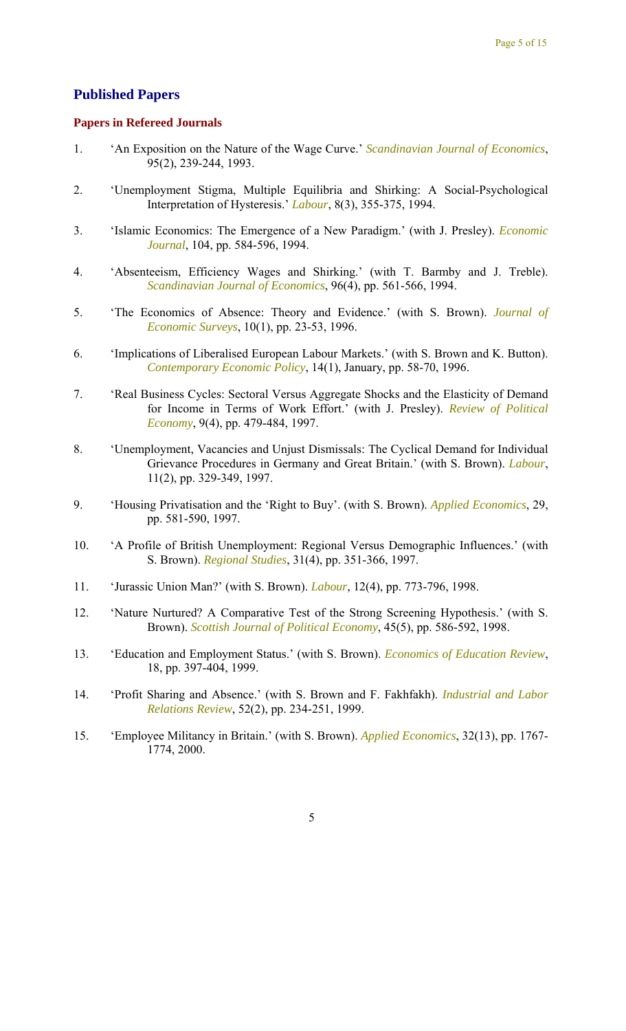## Published Papers

### Papers in Refereed Journals

1. 'An Exposition on the Nature of the Wage Curve.' *Scandinavian Journal of Economics*, 95(2), 239-244, 1993.

2. 'Unemployment Stigma, Multiple Equilibria and Shirking: A Social-Psychological Interpretation of Hysteresis.' *Labour*, 8(3), 355-375, 1994.

3. 'Islamic Economics: The Emergence of a New Paradigm.' (with J. Presley). *Economic Journal*, 104, pp. 584-596, 1994.

4. 'Absenteeism, Efficiency Wages and Shirking.' (with T. Barmby and J. Treble). *Scandinavian Journal of Economics*, 96(4), pp. 561-566, 1994.

5. 'The Economics of Absence: Theory and Evidence.' (with S. Brown). *Journal of Economic Surveys*, 10(1), pp. 23-53, 1996.

6. 'Implications of Liberalised European Labour Markets.' (with S. Brown and K. Button). *Contemporary Economic Policy*, 14(1), January, pp. 58-70, 1996.

7. 'Real Business Cycles: Sectoral Versus Aggregate Shocks and the Elasticity of Demand for Income in Terms of Work Effort.' (with J. Presley). *Review of Political Economy*, 9(4), pp. 479-484, 1997.

8. 'Unemployment, Vacancies and Unjust Dismissals: The Cyclical Demand for Individual Grievance Procedures in Germany and Great Britain.' (with S. Brown). *Labour*, 11(2), pp. 329-349, 1997.

9. 'Housing Privatisation and the 'Right to Buy'. (with S. Brown). *Applied Economics*, 29, pp. 581-590, 1997.

10. 'A Profile of British Unemployment: Regional Versus Demographic Influences.' (with S. Brown). *Regional Studies*, 31(4), pp. 351-366, 1997.

11. 'Jurassic Union Man?' (with S. Brown). *Labour*, 12(4), pp. 773-796, 1998.

12. 'Nature Nurtured? A Comparative Test of the Strong Screening Hypothesis.' (with S. Brown). *Scottish Journal of Political Economy*, 45(5), pp. 586-592, 1998.

13. 'Education and Employment Status.' (with S. Brown). *Economics of Education Review*, 18, pp. 397-404, 1999.

14. 'Profit Sharing and Absence.' (with S. Brown and F. Fakhfakh). *Industrial and Labor Relations Review*, 52(2), pp. 234-251, 1999.

15. 'Employee Militancy in Britain.' (with S. Brown). *Applied Economics*, 32(13), pp. 1767-1774, 2000.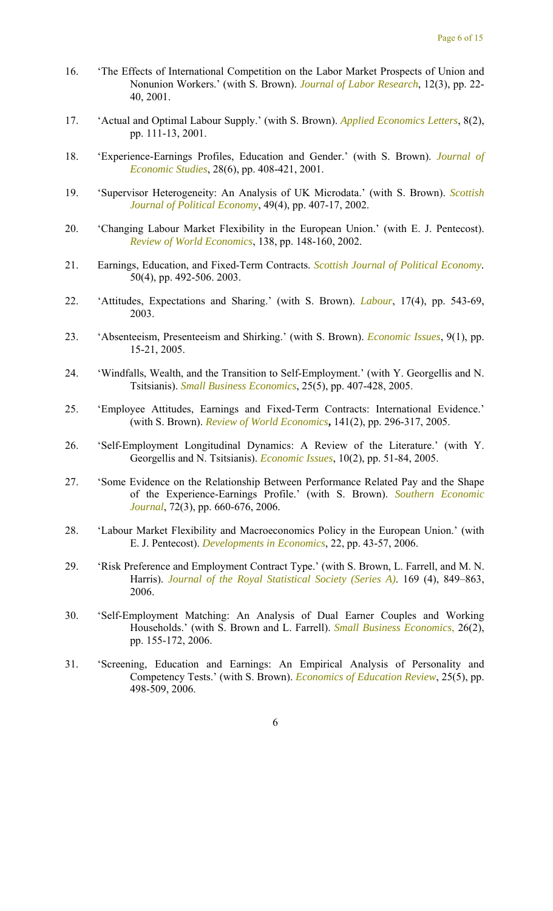16. 'The Effects of International Competition on the Labor Market Prospects of Union and Nonunion Workers.' (with S. Brown). *Journal of Labor Research*, 12(3), pp. 22-40, 2001.

17. 'Actual and Optimal Labour Supply.' (with S. Brown). *Applied Economics Letters*, 8(2), pp. 111-13, 2001.

18. 'Experience-Earnings Profiles, Education and Gender.' (with S. Brown). *Journal of Economic Studies*, 28(6), pp. 408-421, 2001.

19. 'Supervisor Heterogeneity: An Analysis of UK Microdata.' (with S. Brown). *Scottish Journal of Political Economy*, 49(4), pp. 407-17, 2002.

20. 'Changing Labour Market Flexibility in the European Union.' (with E. J. Pentecost). *Review of World Economics*, 138, pp. 148-160, 2002.

21. Earnings, Education, and Fixed-Term Contracts. *Scottish Journal of Political Economy*. 50(4), pp. 492-506. 2003.

22. 'Attitudes, Expectations and Sharing.' (with S. Brown). *Labour*, 17(4), pp. 543-69, 2003.

23. 'Absenteeism, Presenteeism and Shirking.' (with S. Brown). *Economic Issues*, 9(1), pp. 15-21, 2005.

24. 'Windfalls, Wealth, and the Transition to Self-Employment.' (with Y. Georgellis and N. Tsitsianis). *Small Business Economics*, 25(5), pp. 407-428, 2005.

25. 'Employee Attitudes, Earnings and Fixed-Term Contracts: International Evidence.' (with S. Brown). *Review of World Economics*, 141(2), pp. 296-317, 2005.

26. 'Self-Employment Longitudinal Dynamics: A Review of the Literature.' (with Y. Georgellis and N. Tsitsianis). *Economic Issues*, 10(2), pp. 51-84, 2005.

27. 'Some Evidence on the Relationship Between Performance Related Pay and the Shape of the Experience-Earnings Profile.' (with S. Brown). *Southern Economic Journal*, 72(3), pp. 660-676, 2006.

28. 'Labour Market Flexibility and Macroeconomics Policy in the European Union.' (with E. J. Pentecost). *Developments in Economics*, 22, pp. 43-57, 2006.

29. 'Risk Preference and Employment Contract Type.' (with S. Brown, L. Farrell, and M. N. Harris). *Journal of the Royal Statistical Society (Series A)*. 169 (4), 849–863, 2006.

30. 'Self-Employment Matching: An Analysis of Dual Earner Couples and Working Households.' (with S. Brown and L. Farrell). *Small Business Economics*, 26(2), pp. 155-172, 2006.

31. 'Screening, Education and Earnings: An Empirical Analysis of Personality and Competency Tests.' (with S. Brown). *Economics of Education Review*, 25(5), pp. 498-509, 2006.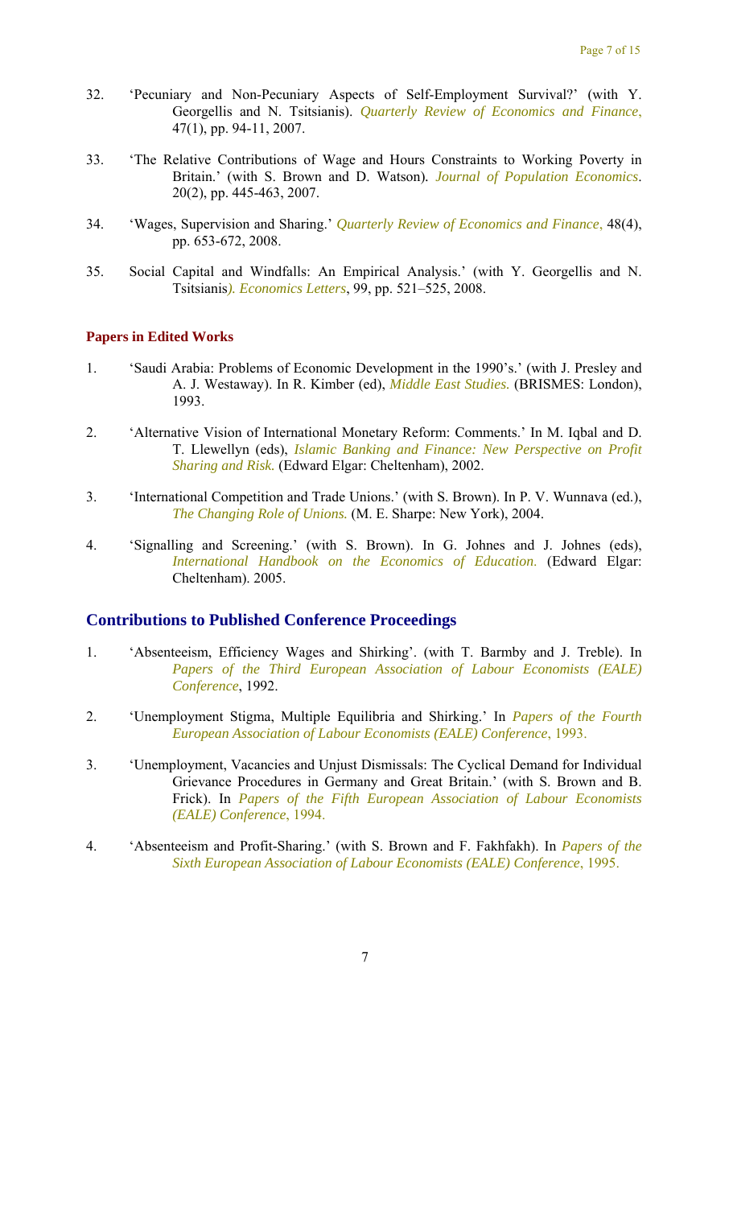32. 'Pecuniary and Non-Pecuniary Aspects of Self-Employment Survival?' (with Y. Georgellis and N. Tsitsianis). *Quarterly Review of Economics and Finance*, 47(1), pp. 94-11, 2007.

33. 'The Relative Contributions of Wage and Hours Constraints to Working Poverty in Britain.' (with S. Brown and D. Watson). *Journal of Population Economics*. 20(2), pp. 445-463, 2007.

34. 'Wages, Supervision and Sharing.' *Quarterly Review of Economics and Finance*, 48(4), pp. 653-672, 2008.

35. Social Capital and Windfalls: An Empirical Analysis.' (with Y. Georgellis and N. Tsitsianis*). Economics Letters*, 99, pp. 521–525, 2008.

#### Papers in Edited Works

1. 'Saudi Arabia: Problems of Economic Development in the 1990's.' (with J. Presley and A. J. Westaway). In R. Kimber (ed), *Middle East Studies.* (BRISMES: London), 1993.

2. 'Alternative Vision of International Monetary Reform: Comments.' In M. Iqbal and D. T. Llewellyn (eds), *Islamic Banking and Finance: New Perspective on Profit Sharing and Risk.* (Edward Elgar: Cheltenham), 2002.

3. 'International Competition and Trade Unions.' (with S. Brown). In P. V. Wunnava (ed.), *The Changing Role of Unions.* (M. E. Sharpe: New York), 2004.

4. 'Signalling and Screening.' (with S. Brown). In G. Johnes and J. Johnes (eds), *International Handbook on the Economics of Education.* (Edward Elgar: Cheltenham). 2005.

### Contributions to Published Conference Proceedings

1. 'Absenteeism, Efficiency Wages and Shirking'. (with T. Barmby and J. Treble). In *Papers of the Third European Association of Labour Economists (EALE) Conference*, 1992.

2. 'Unemployment Stigma, Multiple Equilibria and Shirking.' In *Papers of the Fourth European Association of Labour Economists (EALE) Conference*, 1993.

3. 'Unemployment, Vacancies and Unjust Dismissals: The Cyclical Demand for Individual Grievance Procedures in Germany and Great Britain.' (with S. Brown and B. Frick). In *Papers of the Fifth European Association of Labour Economists (EALE) Conference*, 1994.

4. 'Absenteeism and Profit-Sharing.' (with S. Brown and F. Fakhfakh). In *Papers of the Sixth European Association of Labour Economists (EALE) Conference*, 1995.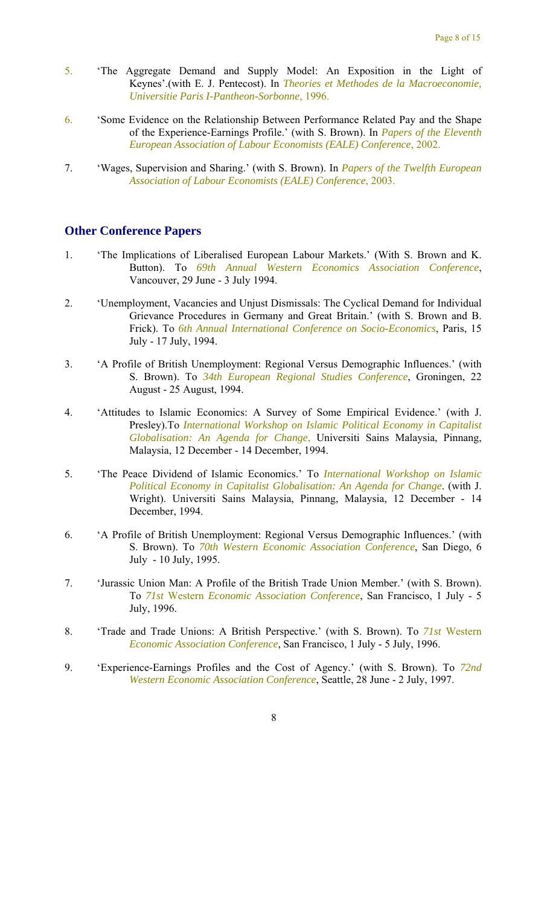5. ‘The Aggregate Demand and Supply Model: An Exposition in the Light of Keynes’.(with E. J. Pentecost). In *Theories et Methodes de la Macroeconomie, Universitie Paris I-Pantheon-Sorbonne*, 1996.

6. ‘Some Evidence on the Relationship Between Performance Related Pay and the Shape of the Experience-Earnings Profile.’ (with S. Brown). In *Papers of the Eleventh European Association of Labour Economists (EALE) Conference*, 2002.

7. ‘Wages, Supervision and Sharing.’ (with S. Brown). In *Papers of the Twelfth European Association of Labour Economists (EALE) Conference*, 2003.

## Other Conference Papers

1. ‘The Implications of Liberalised European Labour Markets.’ (With S. Brown and K. Button). To *69th Annual Western Economics Association Conference*, Vancouver, 29 June - 3 July 1994.

2. ‘Unemployment, Vacancies and Unjust Dismissals: The Cyclical Demand for Individual Grievance Procedures in Germany and Great Britain.’ (with S. Brown and B. Frick). To *6th Annual International Conference on Socio-Economics*, Paris, 15 July - 17 July, 1994.

3. ‘A Profile of British Unemployment: Regional Versus Demographic Influences.’ (with S. Brown). To *34th European Regional Studies Conference*, Groningen, 22 August - 25 August, 1994.

4. ‘Attitudes to Islamic Economics: A Survey of Some Empirical Evidence.’ (with J. Presley).To *International Workshop on Islamic Political Economy in Capitalist Globalisation: An Agenda for Change*, Universiti Sains Malaysia, Pinnang, Malaysia, 12 December - 14 December, 1994.

5. ‘The Peace Dividend of Islamic Economics.’ To *International Workshop on Islamic Political Economy in Capitalist Globalisation: An Agenda for Change*. (with J. Wright). Universiti Sains Malaysia, Pinnang, Malaysia, 12 December - 14 December, 1994.

6. ‘A Profile of British Unemployment: Regional Versus Demographic Influences.’ (with S. Brown). To *70th Western Economic Association Conference*, San Diego, 6 July - 10 July, 1995.

7. ‘Jurassic Union Man: A Profile of the British Trade Union Member.’ (with S. Brown). To *71st Western Economic Association Conference*, San Francisco, 1 July - 5 July, 1996.

8. ‘Trade and Trade Unions: A British Perspective.’ (with S. Brown). To *71st Western Economic Association Conference*, San Francisco, 1 July - 5 July, 1996.

9. ‘Experience-Earnings Profiles and the Cost of Agency.’ (with S. Brown). To *72nd Western Economic Association Conference*, Seattle, 28 June - 2 July, 1997.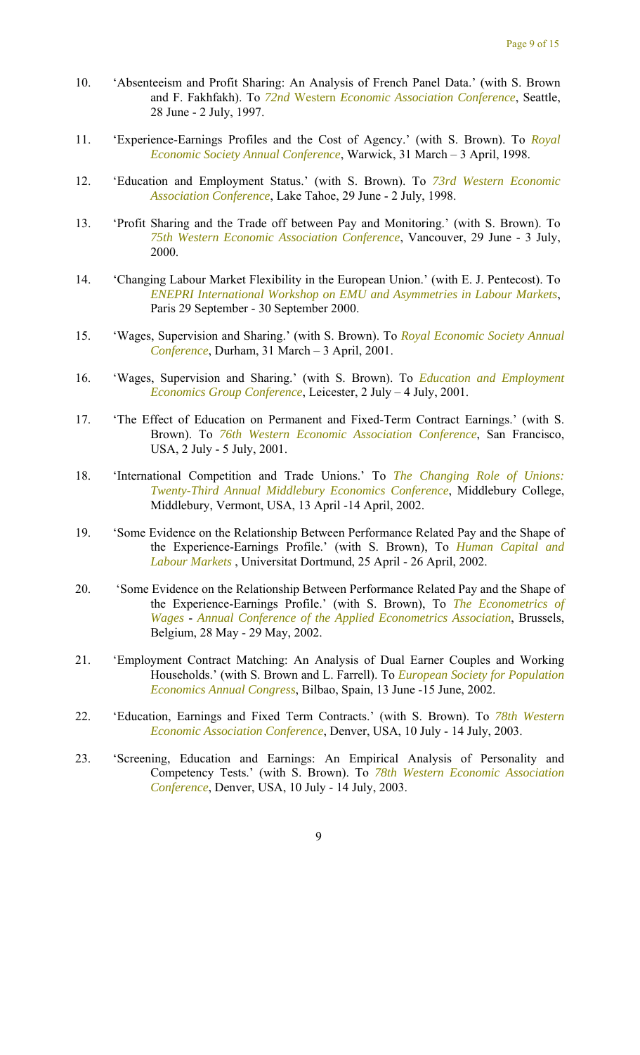10. 'Absenteeism and Profit Sharing: An Analysis of French Panel Data.' (with S. Brown and F. Fakhfakh). To *72nd* Western *Economic Association Conference*, Seattle, 28 June - 2 July, 1997.

11. 'Experience-Earnings Profiles and the Cost of Agency.' (with S. Brown). To *Royal Economic Society Annual Conference*, Warwick, 31 March – 3 April, 1998.

12. 'Education and Employment Status.' (with S. Brown). To *73rd Western Economic Association Conference*, Lake Tahoe, 29 June - 2 July, 1998.

13. 'Profit Sharing and the Trade off between Pay and Monitoring.' (with S. Brown). To *75th Western Economic Association Conference*, Vancouver, 29 June - 3 July, 2000.

14. 'Changing Labour Market Flexibility in the European Union.' (with E. J. Pentecost). To *ENEPRI International Workshop on EMU and Asymmetries in Labour Markets*, Paris 29 September - 30 September 2000.

15. 'Wages, Supervision and Sharing.' (with S. Brown). To *Royal Economic Society Annual Conference*, Durham, 31 March – 3 April, 2001.

16. 'Wages, Supervision and Sharing.' (with S. Brown). To *Education and Employment Economics Group Conference*, Leicester, 2 July – 4 July, 2001.

17. 'The Effect of Education on Permanent and Fixed-Term Contract Earnings.' (with S. Brown). To *76th Western Economic Association Conference*, San Francisco, USA, 2 July - 5 July, 2001.

18. 'International Competition and Trade Unions.' To *The Changing Role of Unions: Twenty-Third Annual Middlebury Economics Conference*, Middlebury College, Middlebury, Vermont, USA, 13 April -14 April, 2002.

19. 'Some Evidence on the Relationship Between Performance Related Pay and the Shape of the Experience-Earnings Profile.' (with S. Brown), To *Human Capital and Labour Markets* , Universitat Dortmund, 25 April - 26 April, 2002.

20. 'Some Evidence on the Relationship Between Performance Related Pay and the Shape of the Experience-Earnings Profile.' (with S. Brown), To *The Econometrics of Wages* - *Annual Conference of the Applied Econometrics Association*, Brussels, Belgium, 28 May - 29 May, 2002.

21. 'Employment Contract Matching: An Analysis of Dual Earner Couples and Working Households.' (with S. Brown and L. Farrell). To *European Society for Population Economics Annual Congress*, Bilbao, Spain, 13 June -15 June, 2002.

22. 'Education, Earnings and Fixed Term Contracts.' (with S. Brown). To *78th Western Economic Association Conference*, Denver, USA, 10 July - 14 July, 2003.

23. 'Screening, Education and Earnings: An Empirical Analysis of Personality and Competency Tests.' (with S. Brown). To *78th Western Economic Association Conference*, Denver, USA, 10 July - 14 July, 2003.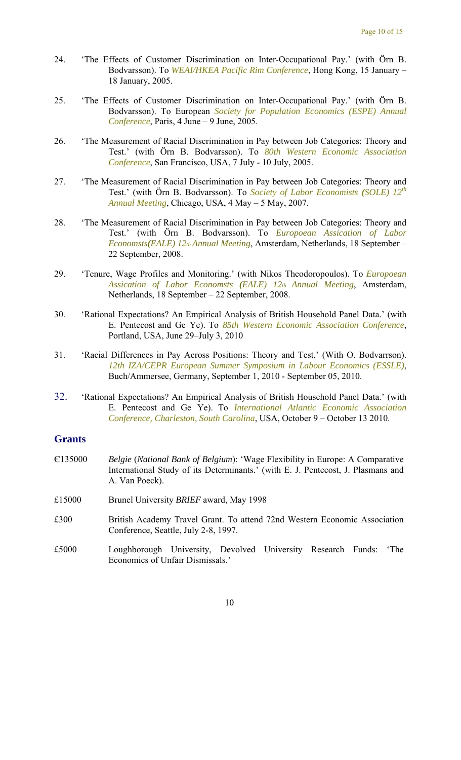24. 'The Effects of Customer Discrimination on Inter-Occupational Pay.' (with Örn B. Bodvarsson). To *WEAI/HKEA Pacific Rim Conference*, Hong Kong, 15 January – 18 January, 2005.

25. 'The Effects of Customer Discrimination on Inter-Occupational Pay.' (with Örn B. Bodvarsson). To European *Society for Population Economics (ESPE) Annual Conference*, Paris, 4 June – 9 June, 2005.

26. 'The Measurement of Racial Discrimination in Pay between Job Categories: Theory and Test.' (with Örn B. Bodvarsson). To *80th Western Economic Association Conference*, San Francisco, USA, 7 July - 10 July, 2005.

27. 'The Measurement of Racial Discrimination in Pay between Job Categories: Theory and Test.' (with Örn B. Bodvarsson). To *Society of Labor Economists (SOLE) 12th Annual Meeting*, Chicago, USA, 4 May – 5 May, 2007.

28. 'The Measurement of Racial Discrimination in Pay between Job Categories: Theory and Test.' (with Örn B. Bodvarsson). To *Europoean Assication of Labor Economsts(EALE) 12th Annual Meeting*, Amsterdam, Netherlands, 18 September – 22 September, 2008.

29. 'Tenure, Wage Profiles and Monitoring.' (with Nikos Theodoropoulos). To *Europoean Assication of Labor Economsts (EALE) 12th Annual Meeting*, Amsterdam, Netherlands, 18 September – 22 September, 2008.

30. 'Rational Expectations? An Empirical Analysis of British Household Panel Data.' (with E. Pentecost and Ge Ye). To *85th Western Economic Association Conference*, Portland, USA, June 29–July 3, 2010

31. 'Racial Differences in Pay Across Positions: Theory and Test.' (With O. Bodvarrson). *12th IZA/CEPR European Summer Symposium in Labour Economics (ESSLE)*, Buch/Ammersee, Germany, September 1, 2010 - September 05, 2010.

32. 'Rational Expectations? An Empirical Analysis of British Household Panel Data.' (with E. Pentecost and Ge Ye). To *International Atlantic Economic Association Conference, Charleston, South Carolina*, USA, October 9 – October 13 2010.

## Grants

€135000 — *Belgie* (*National Bank of Belgium*): 'Wage Flexibility in Europe: A Comparative International Study of its Determinants.' (with E. J. Pentecost, J. Plasmans and A. Van Poeck).

£15000 — Brunel University *BRIEF* award, May 1998

£300 — British Academy Travel Grant. To attend 72nd Western Economic Association Conference, Seattle, July 2-8, 1997.

£5000 — Loughborough University, Devolved University Research Funds: 'The Economics of Unfair Dismissals.'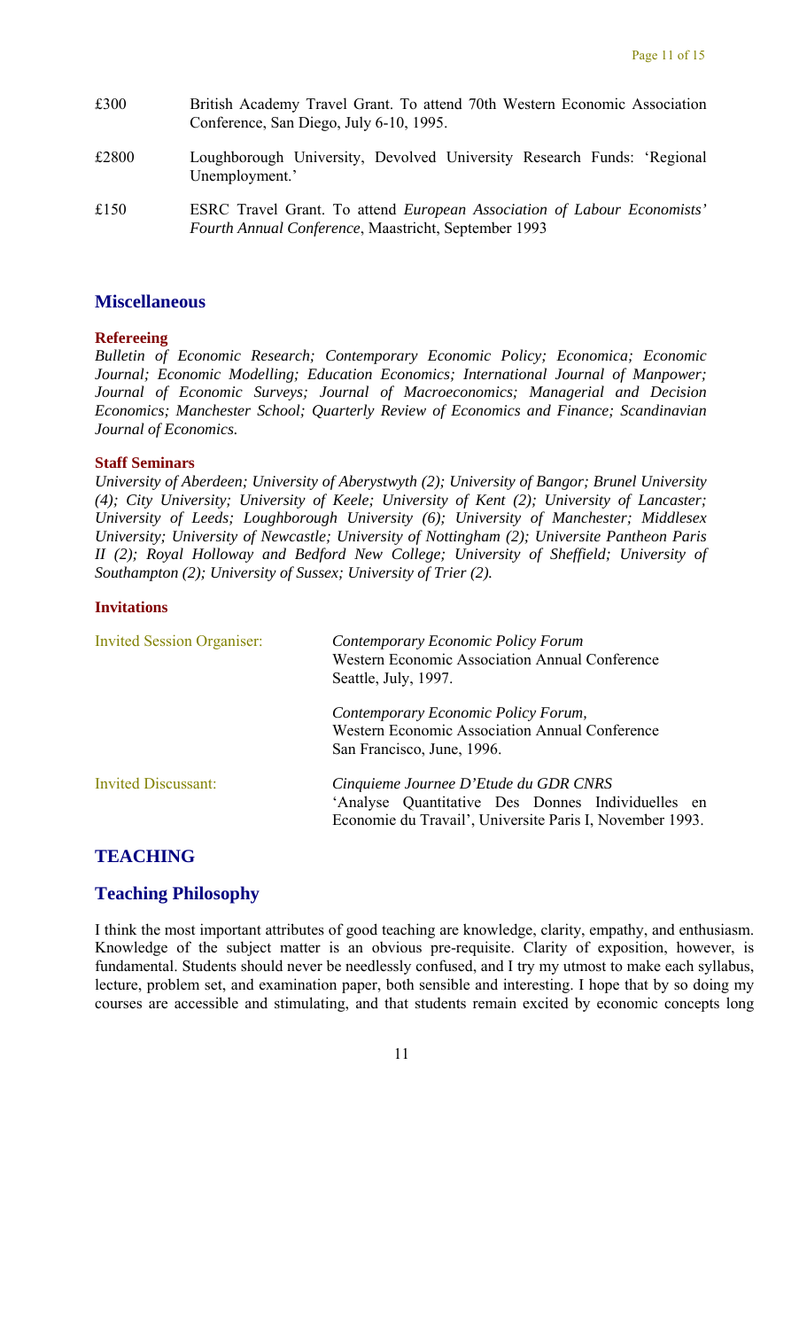| | |
|---|---|
| £300 | British Academy Travel Grant. To attend 70th Western Economic Association Conference, San Diego, July 6-10, 1995. |
| £2800 | Loughborough University, Devolved University Research Funds: 'Regional Unemployment.' |
| £150 | ESRC Travel Grant. To attend *European Association of Labour Economists' Fourth Annual Conference*, Maastricht, September 1993 |

## Miscellaneous

**Refereeing**

*Bulletin of Economic Research; Contemporary Economic Policy; Economica; Economic Journal; Economic Modelling; Education Economics; International Journal of Manpower; Journal of Economic Surveys; Journal of Macroeconomics; Managerial and Decision Economics; Manchester School; Quarterly Review of Economics and Finance; Scandinavian Journal of Economics.*

**Staff Seminars**

*University of Aberdeen; University of Aberystwyth (2); University of Bangor; Brunel University (4); City University; University of Keele; University of Kent (2); University of Lancaster; University of Leeds; Loughborough University (6); University of Manchester; Middlesex University; University of Newcastle; University of Nottingham (2); Universite Pantheon Paris II (2); Royal Holloway and Bedford New College; University of Sheffield; University of Southampton (2); University of Sussex; University of Trier (2).*

**Invitations**

| | |
|---|---|
| Invited Session Organiser: | *Contemporary Economic Policy Forum* Western Economic Association Annual Conference Seattle, July, 1997. |
| | *Contemporary Economic Policy Forum,* Western Economic Association Annual Conference San Francisco, June, 1996. |
| Invited Discussant: | *Cinquieme Journee D'Etude du GDR CNRS* 'Analyse Quantitative Des Donnes Individuelles en Economie du Travail', Universite Paris I, November 1993. |

## TEACHING

## Teaching Philosophy

I think the most important attributes of good teaching are knowledge, clarity, empathy, and enthusiasm. Knowledge of the subject matter is an obvious pre-requisite. Clarity of exposition, however, is fundamental. Students should never be needlessly confused, and I try my utmost to make each syllabus, lecture, problem set, and examination paper, both sensible and interesting. I hope that by so doing my courses are accessible and stimulating, and that students remain excited by economic concepts long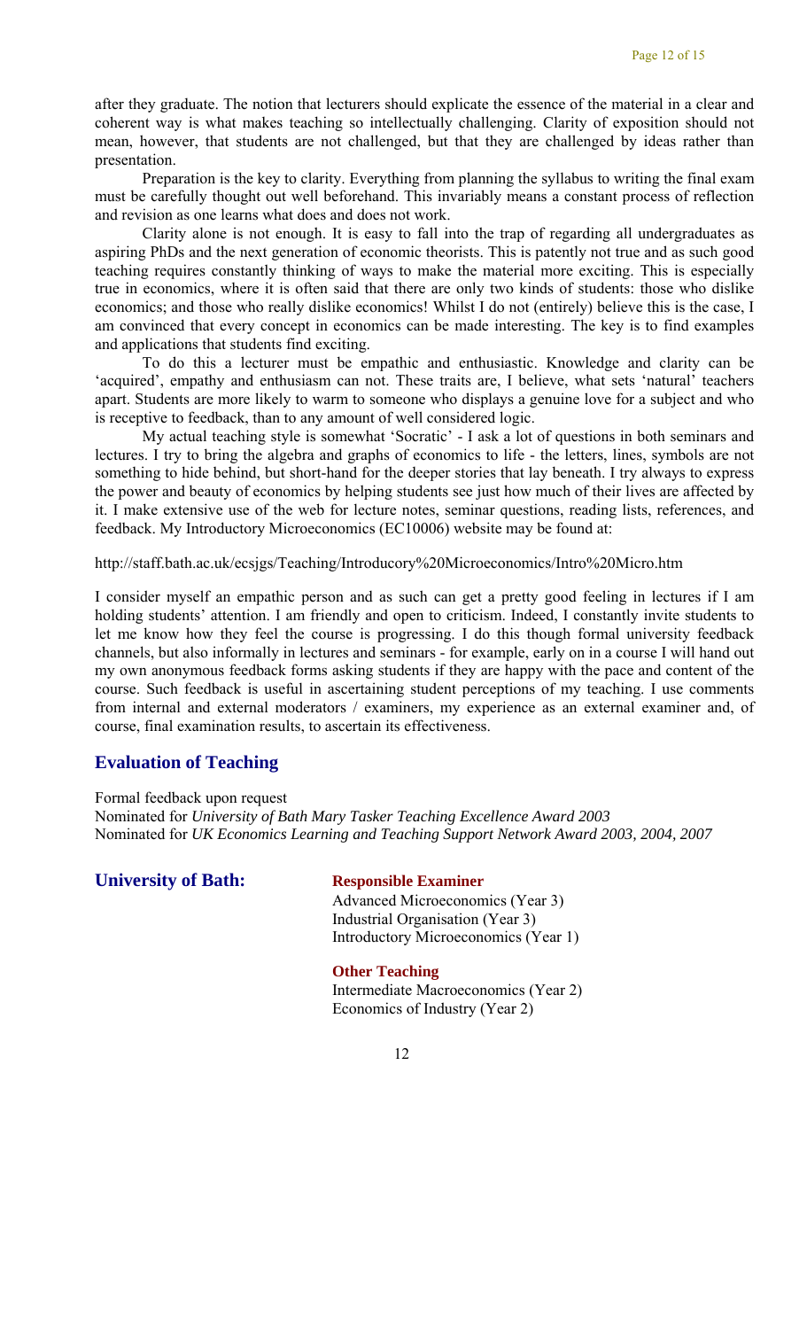after they graduate. The notion that lecturers should explicate the essence of the material in a clear and coherent way is what makes teaching so intellectually challenging. Clarity of exposition should not mean, however, that students are not challenged, but that they are challenged by ideas rather than presentation.

Preparation is the key to clarity. Everything from planning the syllabus to writing the final exam must be carefully thought out well beforehand. This invariably means a constant process of reflection and revision as one learns what does and does not work.

Clarity alone is not enough. It is easy to fall into the trap of regarding all undergraduates as aspiring PhDs and the next generation of economic theorists. This is patently not true and as such good teaching requires constantly thinking of ways to make the material more exciting. This is especially true in economics, where it is often said that there are only two kinds of students: those who dislike economics; and those who really dislike economics! Whilst I do not (entirely) believe this is the case, I am convinced that every concept in economics can be made interesting. The key is to find examples and applications that students find exciting.

To do this a lecturer must be empathic and enthusiastic. Knowledge and clarity can be 'acquired', empathy and enthusiasm can not. These traits are, I believe, what sets 'natural' teachers apart. Students are more likely to warm to someone who displays a genuine love for a subject and who is receptive to feedback, than to any amount of well considered logic.

My actual teaching style is somewhat 'Socratic' - I ask a lot of questions in both seminars and lectures. I try to bring the algebra and graphs of economics to life - the letters, lines, symbols are not something to hide behind, but short-hand for the deeper stories that lay beneath. I try always to express the power and beauty of economics by helping students see just how much of their lives are affected by it. I make extensive use of the web for lecture notes, seminar questions, reading lists, references, and feedback. My Introductory Microeconomics (EC10006) website may be found at:

http://staff.bath.ac.uk/ecsjgs/Teaching/Introducory%20Microeconomics/Intro%20Micro.htm

I consider myself an empathic person and as such can get a pretty good feeling in lectures if I am holding students' attention. I am friendly and open to criticism. Indeed, I constantly invite students to let me know how they feel the course is progressing. I do this though formal university feedback channels, but also informally in lectures and seminars - for example, early on in a course I will hand out my own anonymous feedback forms asking students if they are happy with the pace and content of the course. Such feedback is useful in ascertaining student perceptions of my teaching. I use comments from internal and external moderators / examiners, my experience as an external examiner and, of course, final examination results, to ascertain its effectiveness.

## Evaluation of Teaching

Formal feedback upon request
Nominated for *University of Bath Mary Tasker Teaching Excellence Award 2003*
Nominated for *UK Economics Learning and Teaching Support Network Award 2003, 2004, 2007*

## University of Bath:

**Responsible Examiner**

Advanced Microeconomics (Year 3)
Industrial Organisation (Year 3)
Introductory Microeconomics (Year 1)

**Other Teaching**

Intermediate Macroeconomics (Year 2)
Economics of Industry (Year 2)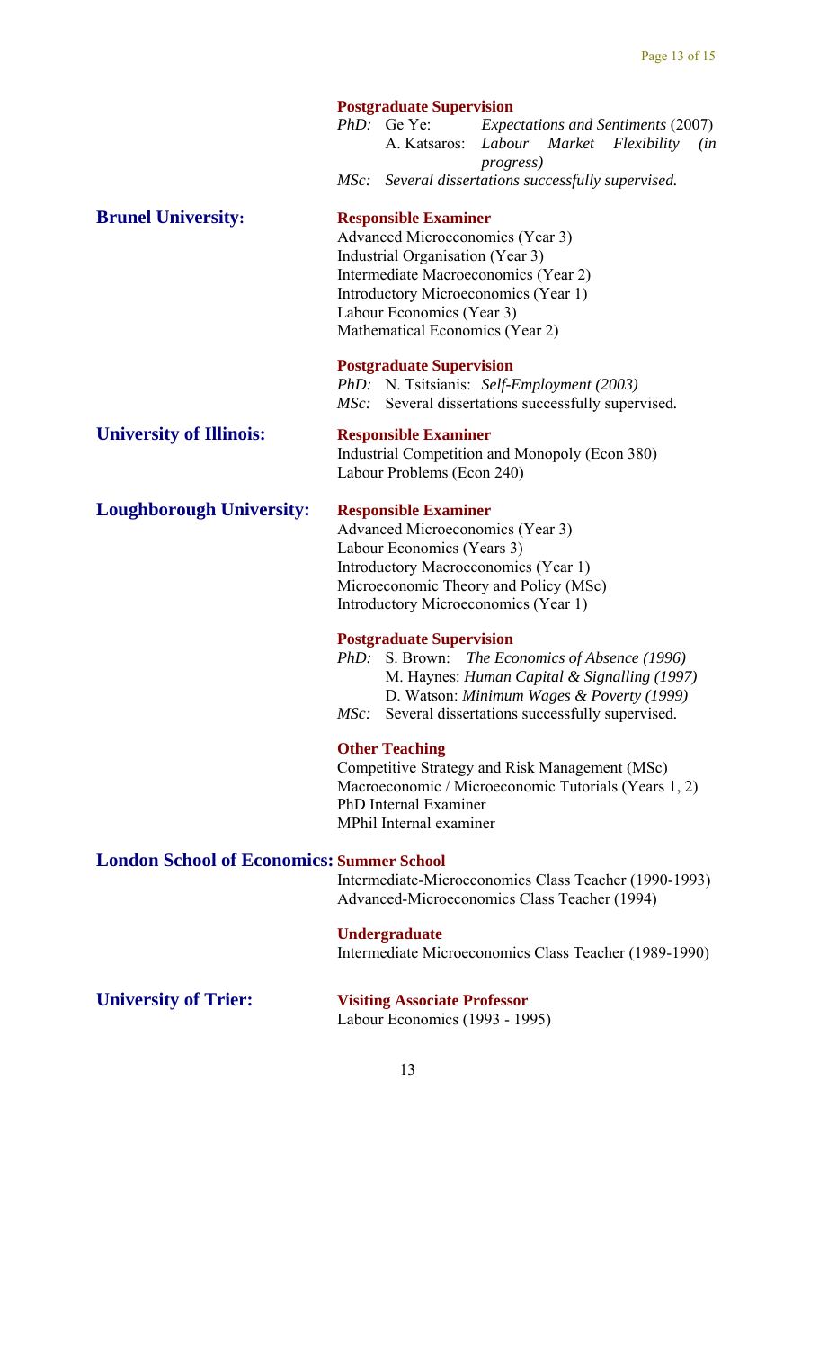**Postgraduate Supervision**

*PhD:* Ge Ye: *Expectations and Sentiments* (2007)
A. Katsaros: *Labour Market Flexibility (in progress)*

*MSc: Several dissertations successfully supervised.*

## Brunel University:

**Responsible Examiner**

Advanced Microeconomics (Year 3)
Industrial Organisation (Year 3)
Intermediate Macroeconomics (Year 2)
Introductory Microeconomics (Year 1)
Labour Economics (Year 3)
Mathematical Economics (Year 2)

**Postgraduate Supervision**

*PhD:* N. Tsitsianis: *Self-Employment (2003)*
*MSc:* Several dissertations successfully supervised.

## University of Illinois:

**Responsible Examiner**

Industrial Competition and Monopoly (Econ 380)
Labour Problems (Econ 240)

## Loughborough University:

**Responsible Examiner**

Advanced Microeconomics (Year 3)
Labour Economics (Years 3)
Introductory Macroeconomics (Year 1)
Microeconomic Theory and Policy (MSc)
Introductory Microeconomics (Year 1)

**Postgraduate Supervision**

*PhD:* S. Brown: *The Economics of Absence (1996)*
M. Haynes: *Human Capital & Signalling (1997)*
D. Watson: *Minimum Wages & Poverty (1999)*
*MSc:* Several dissertations successfully supervised.

**Other Teaching**

Competitive Strategy and Risk Management (MSc)
Macroeconomic / Microeconomic Tutorials (Years 1, 2)
PhD Internal Examiner
MPhil Internal examiner

## London School of Economics:

**Summer School**

Intermediate-Microeconomics Class Teacher (1990-1993)
Advanced-Microeconomics Class Teacher (1994)

**Undergraduate**

Intermediate Microeconomics Class Teacher (1989-1990)

## University of Trier:

**Visiting Associate Professor**

Labour Economics (1993 - 1995)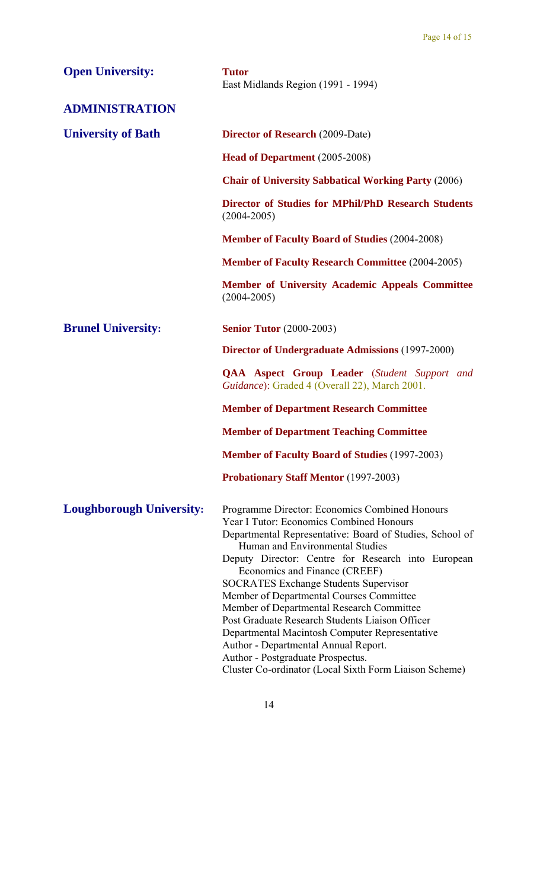**Open University:** **Tutor**
East Midlands Region (1991 - 1994)

## ADMINISTRATION

**University of Bath**

**Director of Research** (2009-Date)

**Head of Department** (2005-2008)

**Chair of University Sabbatical Working Party** (2006)

**Director of Studies for MPhil/PhD Research Students** (2004-2005)

**Member of Faculty Board of Studies** (2004-2008)

**Member of Faculty Research Committee** (2004-2005)

**Member of University Academic Appeals Committee** (2004-2005)

**Brunel University:**

**Senior Tutor** (2000-2003)

**Director of Undergraduate Admissions** (1997-2000)

**QAA Aspect Group Leader** (*Student Support and Guidance*): Graded 4 (Overall 22), March 2001.

**Member of Department Research Committee**

**Member of Department Teaching Committee**

**Member of Faculty Board of Studies** (1997-2003)

**Probationary Staff Mentor** (1997-2003)

**Loughborough University:**

Programme Director: Economics Combined Honours
Year I Tutor: Economics Combined Honours
Departmental Representative: Board of Studies, School of Human and Environmental Studies
Deputy Director: Centre for Research into European Economics and Finance (CREEF)
SOCRATES Exchange Students Supervisor
Member of Departmental Courses Committee
Member of Departmental Research Committee
Post Graduate Research Students Liaison Officer
Departmental Macintosh Computer Representative
Author - Departmental Annual Report.
Author - Postgraduate Prospectus.
Cluster Co-ordinator (Local Sixth Form Liaison Scheme)